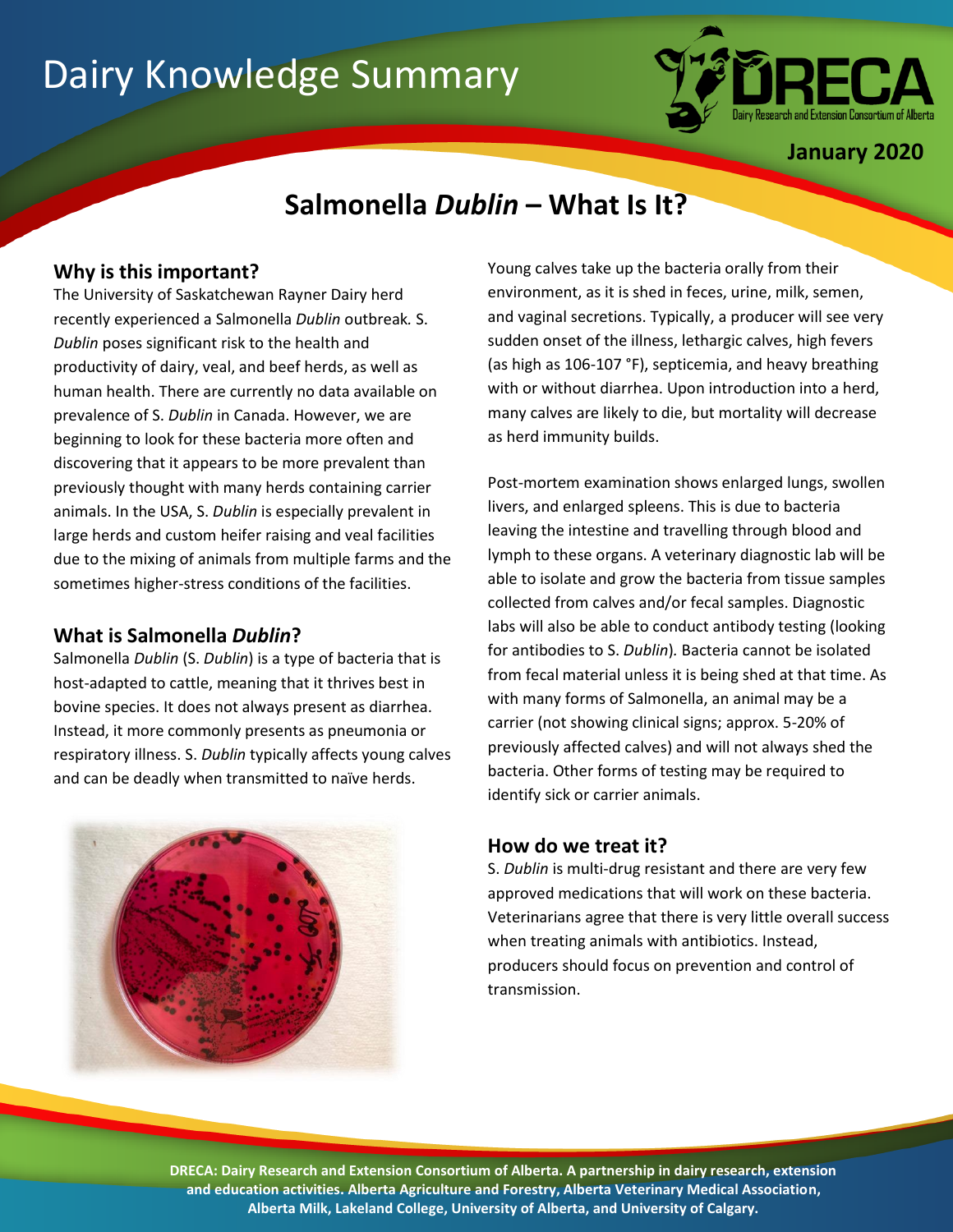# Dairy Knowledge Summary

January 2020

## Salmonella *Dublin* – What Is It?

### Why is this important?

The University of Saskatchewan Rayner Dairy herd recently experienced a Salmonella *Dublin* outbreak. S. *Dublin* poses significant risk to the health and productivity of dairy, veal, and beef herds, as well as human health. There are currently no data available on prevalence of S. *Dublin* in Canada. However, we are beginning to look for these bacteria more often and discovering that it appears to be more prevalent than previously thought with many herds containing carrier animals. In the USA, S. *Dublin* is especially prevalent in large herds and custom heifer raising and veal facilities due to the mixing of animals from multiple farms and the sometimes higher-stress conditions of the facilities.

### What is Salmonella *Dublin*?

Salmonella *Dublin* (S. *Dublin*) is a type of bacteria that is host-adapted to cattle, meaning that it thrives best in bovine species. It does not always present as diarrhea. Instead, it more commonly presents as pneumonia or respiratory illness. S. *Dublin* typically affects young calves and can be deadly when transmitted to naïve herds.

Young calves take up the bacteria orally from their environment, as it is shed in feces, urine, milk, semen, and vaginal secretions. Typically, a producer will see very sudden onset of the illness, lethargic calves, high fevers (as high as 106-107 °F), septicemia, and heavy breathing with or without diarrhea. Upon introduction into a herd, many calves are likely to die, but mortality will decrease as herd immunity builds.

Post-mortem examination shows enlarged lungs, swollen livers, and enlarged spleens. This is due to bacteria leaving the intestine and travelling through blood and lymph to these organs. A veterinary diagnostic lab will be able to isolate and grow the bacteria from tissue samples collected from calves and/or fecal samples. Diagnostic labs will also be able to conduct antibody testing (looking for antibodies to S. *Dublin*). Bacteria cannot be isolated from fecal material unless it is being shed at that time. As with many forms of Salmonella, an animal may be a carrier (not showing clinical signs; approx. 5-20% of previously affected calves) and will not always shed the bacteria. Other forms of testing may be required to identify sick or carrier animals.

### How do we treat it?

S. *Dublin* is multi-drug resistant and there are very few approved medications that will work on these bacteria. Veterinarians agree that there is very little overall success when treating animals with antibiotics. Instead, producers should focus on prevention and control of transmission.

**DRECA: Dairy Research and Extension Consortium of Alberta. A partnership in dairy research, extension and education activities. Alberta Agriculture and Forestry, Alberta Veterinary Medical Association, Alberta Milk, Lakeland College, University of Alberta, and University of Calgary.**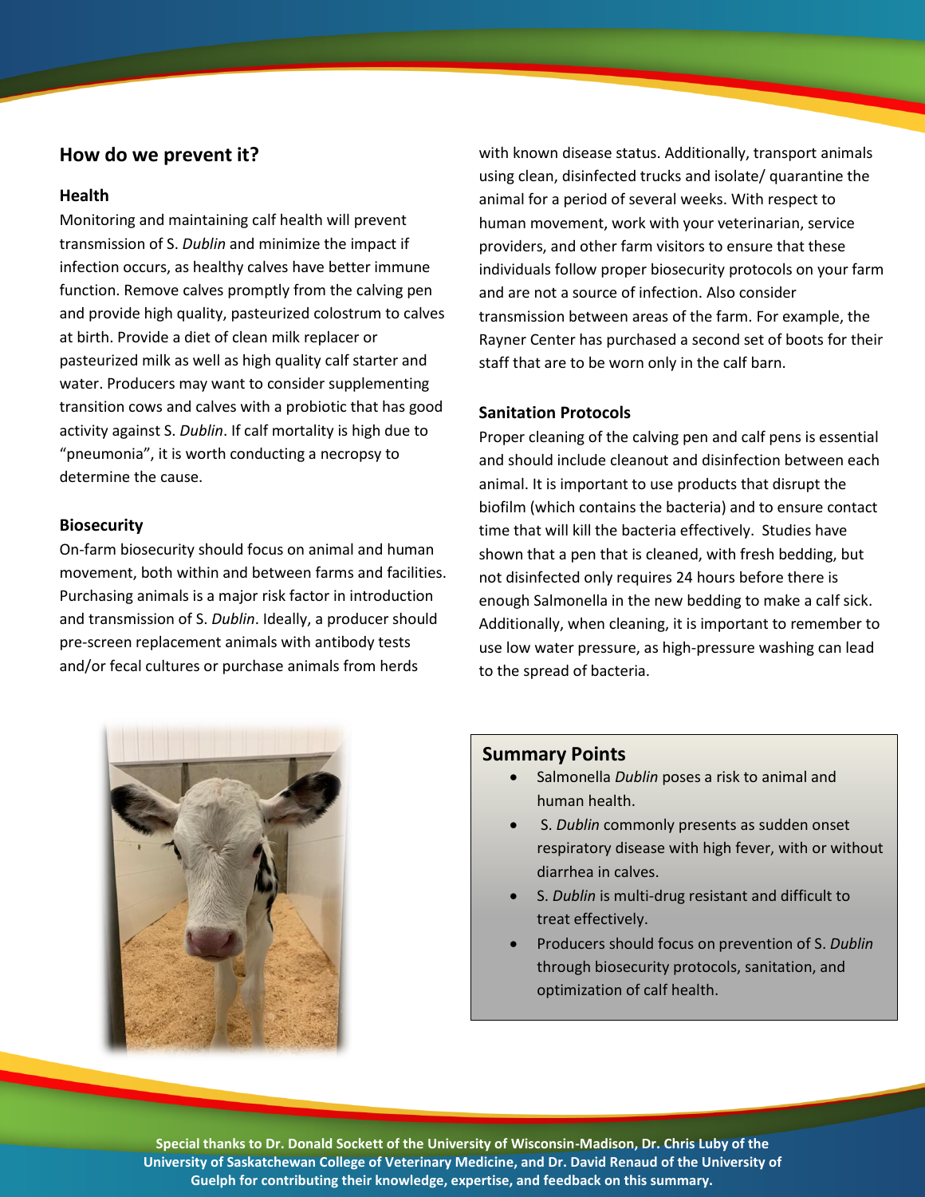## How do we prevent it?

### Health

Monitoring and maintaining calf health will prevent transmission of S. *Dublin* and minimize the impact if infection occurs, as healthy calves have better immune function. Remove calves promptly from the calving pen and provide high quality, pasteurized colostrum to calves at birth. Provide a diet of clean milk replacer or pasteurized milk as well as high quality calf starter and water. Producers may want to consider supplementing transition cows and calves with a probiotic that has good activity against S. *Dublin*. If calf mortality is high due to "pneumonia", it is worth conducting a necropsy to determine the cause.

### Biosecurity

On-farm biosecurity should focus on animal and human movement, both within and between farms and facilities. Purchasing animals is a major risk factor in introduction and transmission of S. *Dublin*. Ideally, a producer should pre-screen replacement animals with antibody tests and/or fecal cultures or purchase animals from herds with known disease status. Additionally, transport animals using clean, disinfected trucks and isolate/ quarantine the animal for a period of several weeks. With respect to human movement, work with your veterinarian, service providers, and other farm visitors to ensure that these individuals follow proper biosecurity protocols on your farm and are not a source of infection. Also consider transmission between areas of the farm. For example, the Rayner Center has purchased a second set of boots for their staff that are to be worn only in the calf barn.

### Sanitation Protocols

Proper cleaning of the calving pen and calf pens is essential and should include cleanout and disinfection between each animal. It is important to use products that disrupt the biofilm (which contains the bacteria) and to ensure contact time that will kill the bacteria effectively. Studies have shown that a pen that is cleaned, with fresh bedding, but not disinfected only requires 24 hours before there is enough Salmonella in the new bedding to make a calf sick. Additionally, when cleaning, it is important to remember to use low water pressure, as high-pressure washing can lead to the spread of bacteria.

### Summary Points

- Salmonella *Dublin* poses a risk to animal and human health.
- S. *Dublin* commonly presents as sudden onset respiratory disease with high fever, with or without diarrhea in calves.
- S. *Dublin* is multi-drug resistant and difficult to treat effectively.
- Producers should focus on prevention of S. *Dublin* through biosecurity protocols, sanitation, and optimization of calf health.

**Special thanks to Dr. Donald Sockett of the University of Wisconsin-Madison, Dr. Chris Luby of the University of Saskatchewan College of Veterinary Medicine, and Dr. David Renaud of the University of Guelph for contributing their knowledge, expertise, and feedback on this summary.**